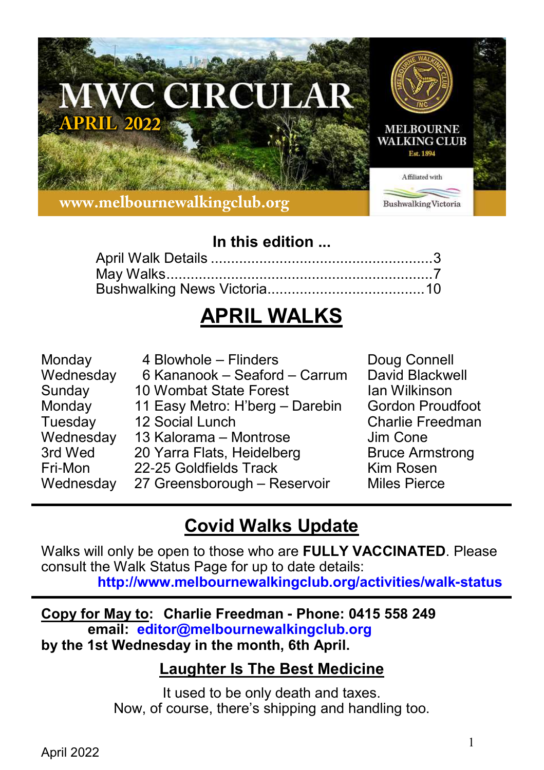# MWC CIRCULAR

**APRIL 2022**

MELBOURNE WALKING CLUB

Est. 1894

Affiliated with Bushwalking Victoria

www.melbournewalkingclub.org

**In this edition ...**

April Walk Details .......................................................3
May Walks.................................................................7
Bushwalking News Victoria.......................................10

# APRIL WALKS

| | | |
|---|---|---|
| Monday | 4 Blowhole – Flinders | Doug Connell |
| Wednesday | 6 Kananook – Seaford – Carrum | David Blackwell |
| Sunday | 10 Wombat State Forest | Ian Wilkinson |
| Monday | 11 Easy Metro: H'berg – Darebin | Gordon Proudfoot |
| Tuesday | 12 Social Lunch | Charlie Freedman |
| Wednesday | 13 Kalorama – Montrose | Jim Cone |
| 3rd Wed | 20 Yarra Flats, Heidelberg | Bruce Armstrong |
| Fri-Mon | 22-25 Goldfields Track | Kim Rosen |
| Wednesday | 27 Greensborough – Reservoir | Miles Pierce |

## Covid Walks Update

Walks will only be open to those who are **FULLY VACCINATED**. Please consult the Walk Status Page for up to date details:
**http://www.melbournewalkingclub.org/activities/walk-status**

**Copy for May to: Charlie Freedman - Phone: 0415 558 249**
**email: editor@melbournewalkingclub.org**
**by the 1st Wednesday in the month, 6th April.**

## Laughter Is The Best Medicine

It used to be only death and taxes.
Now, of course, there's shipping and handling too.

April 2022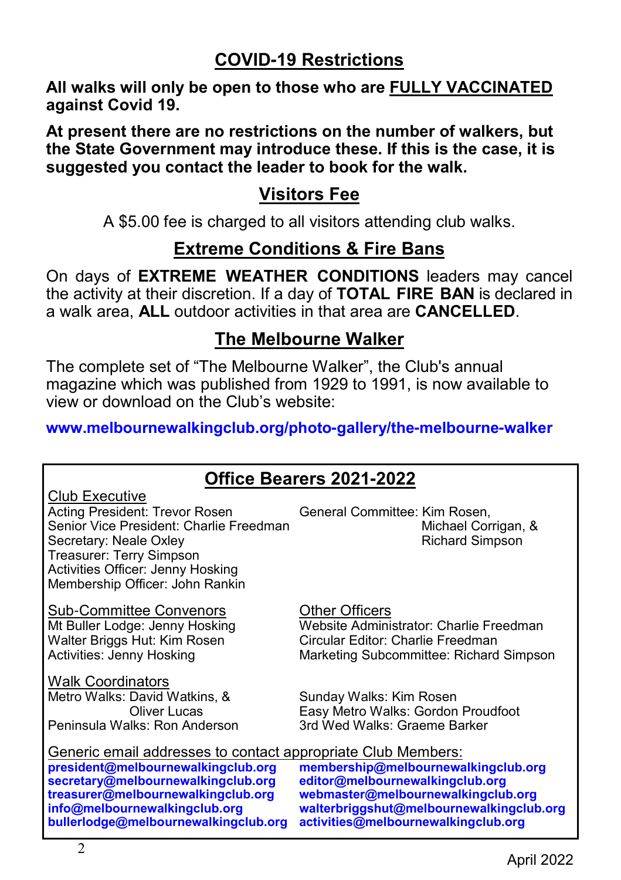## COVID-19 Restrictions

**All walks will only be open to those who are FULLY VACCINATED against Covid 19.**

**At present there are no restrictions on the number of walkers, but the State Government may introduce these. If this is the case, it is suggested you contact the leader to book for the walk.**

## Visitors Fee

A $5.00 fee is charged to all visitors attending club walks.

## Extreme Conditions & Fire Bans

On days of **EXTREME WEATHER CONDITIONS** leaders may cancel the activity at their discretion. If a day of **TOTAL FIRE BAN** is declared in a walk area, **ALL** outdoor activities in that area are **CANCELLED**.

## The Melbourne Walker

The complete set of "The Melbourne Walker", the Club's annual magazine which was published from 1929 to 1991, is now available to view or download on the Club's website:

**www.melbournewalkingclub.org/photo-gallery/the-melbourne-walker**

## Office Bearers 2021-2022

**Club Executive**

Acting President: Trevor Rosen
Senior Vice President: Charlie Freedman
Secretary: Neale Oxley
Treasurer: Terry Simpson
Activities Officer: Jenny Hosking
Membership Officer: John Rankin

General Committee: Kim Rosen, Michael Corrigan, & Richard Simpson

**Sub-Committee Convenors**

Mt Buller Lodge: Jenny Hosking
Walter Briggs Hut: Kim Rosen
Activities: Jenny Hosking

**Other Officers**

Website Administrator: Charlie Freedman
Circular Editor: Charlie Freedman
Marketing Subcommittee: Richard Simpson

**Walk Coordinators**

Metro Walks: David Watkins, & Oliver Lucas
Peninsula Walks: Ron Anderson
Sunday Walks: Kim Rosen
Easy Metro Walks: Gordon Proudfoot
3rd Wed Walks: Graeme Barker

**Generic email addresses to contact appropriate Club Members:**

president@melbournewalkingclub.org
secretary@melbournewalkingclub.org
treasurer@melbournewalkingclub.org
info@melbournewalkingclub.org
bullerlodge@melbournewalkingclub.org
membership@melbournewalkingclub.org
editor@melbournewalkingclub.org
webmaster@melbournewalkingclub.org
walterbriggshut@melbournewalkingclub.org
activities@melbournewalkingclub.org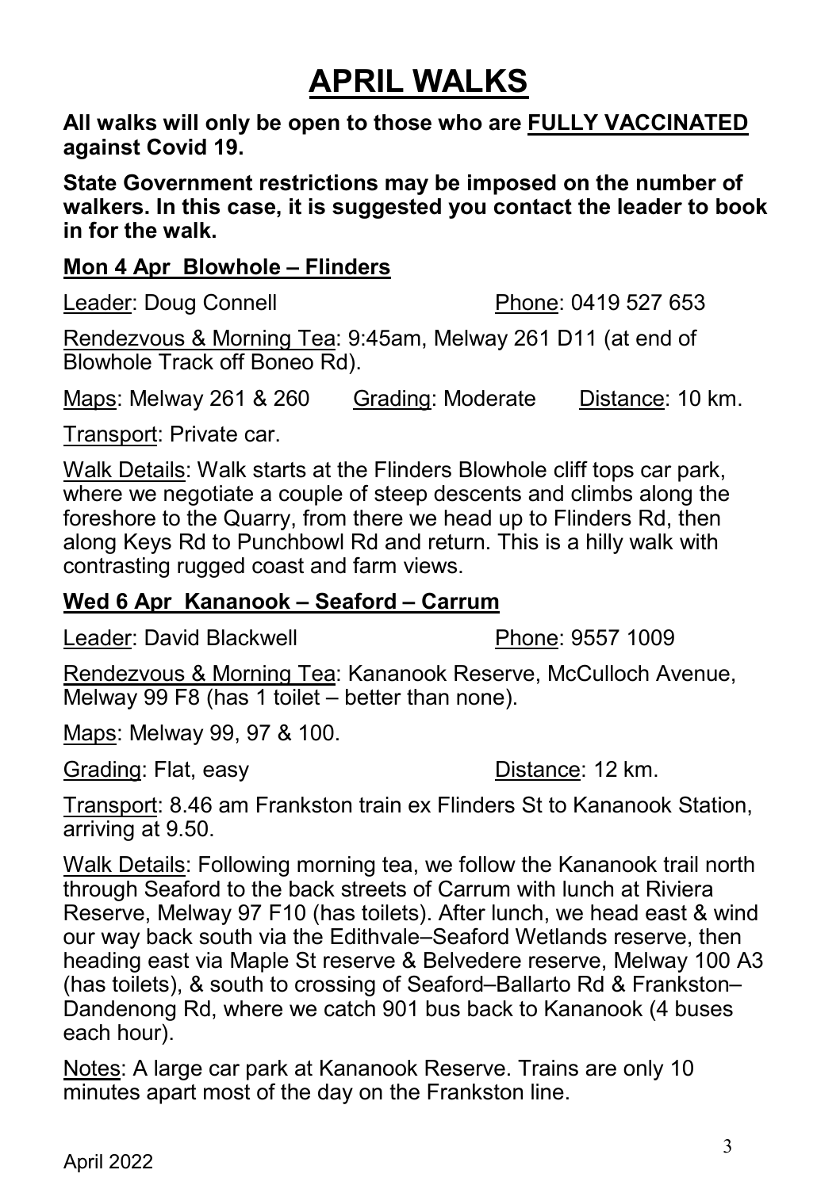# APRIL WALKS

**All walks will only be open to those who are FULLY VACCINATED against Covid 19.**

**State Government restrictions may be imposed on the number of walkers. In this case, it is suggested you contact the leader to book in for the walk.**

## Mon 4 Apr Blowhole – Flinders

Leader: Doug Connell Phone: 0419 527 653

Rendezvous & Morning Tea: 9:45am, Melway 261 D11 (at end of Blowhole Track off Boneo Rd).

Maps: Melway 261 & 260 Grading: Moderate Distance: 10 km.

Transport: Private car.

Walk Details: Walk starts at the Flinders Blowhole cliff tops car park, where we negotiate a couple of steep descents and climbs along the foreshore to the Quarry, from there we head up to Flinders Rd, then along Keys Rd to Punchbowl Rd and return. This is a hilly walk with contrasting rugged coast and farm views.

## Wed 6 Apr Kananook – Seaford – Carrum

Leader: David Blackwell Phone: 9557 1009

Rendezvous & Morning Tea: Kananook Reserve, McCulloch Avenue, Melway 99 F8 (has 1 toilet – better than none).

Maps: Melway 99, 97 & 100.

Grading: Flat, easy Distance: 12 km.

Transport: 8.46 am Frankston train ex Flinders St to Kananook Station, arriving at 9.50.

Walk Details: Following morning tea, we follow the Kananook trail north through Seaford to the back streets of Carrum with lunch at Riviera Reserve, Melway 97 F10 (has toilets). After lunch, we head east & wind our way back south via the Edithvale–Seaford Wetlands reserve, then heading east via Maple St reserve & Belvedere reserve, Melway 100 A3 (has toilets), & south to crossing of Seaford–Ballarto Rd & Frankston–Dandenong Rd, where we catch 901 bus back to Kananook (4 buses each hour).

Notes: A large car park at Kananook Reserve. Trains are only 10 minutes apart most of the day on the Frankston line.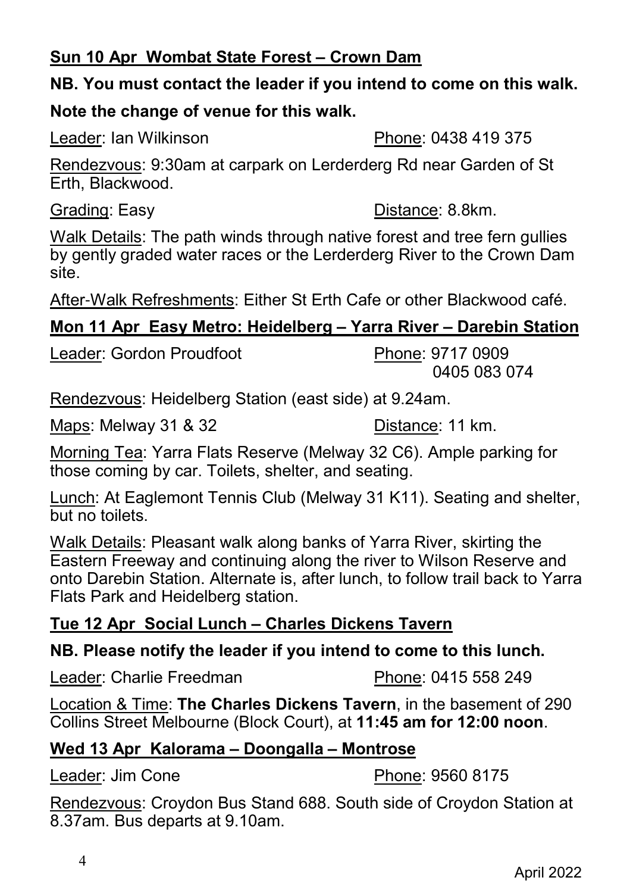## <u>Sun 10 Apr  Wombat State Forest – Crown Dam</u>

**NB. You must contact the leader if you intend to come on this walk.**

**Note the change of venue for this walk.**

<u>Leader</u>: Ian Wilkinson  <u>Phone</u>: 0438 419 375

<u>Rendezvous</u>: 9:30am at carpark on Lerderderg Rd near Garden of St Erth, Blackwood.

<u>Grading</u>: Easy  <u>Distance</u>: 8.8km.

<u>Walk Details</u>: The path winds through native forest and tree fern gullies by gently graded water races or the Lerderderg River to the Crown Dam site.

<u>After-Walk Refreshments</u>: Either St Erth Cafe or other Blackwood café.

## <u>Mon 11 Apr  Easy Metro: Heidelberg – Yarra River – Darebin Station</u>

<u>Leader</u>: Gordon Proudfoot  <u>Phone</u>: 9717 0909
0405 083 074

<u>Rendezvous</u>: Heidelberg Station (east side) at 9.24am.

<u>Maps</u>: Melway 31 & 32  <u>Distance</u>: 11 km.

<u>Morning Tea</u>: Yarra Flats Reserve (Melway 32 C6). Ample parking for those coming by car. Toilets, shelter, and seating.

<u>Lunch</u>: At Eaglemont Tennis Club (Melway 31 K11). Seating and shelter, but no toilets.

<u>Walk Details</u>: Pleasant walk along banks of Yarra River, skirting the Eastern Freeway and continuing along the river to Wilson Reserve and onto Darebin Station. Alternate is, after lunch, to follow trail back to Yarra Flats Park and Heidelberg station.

## <u>Tue 12 Apr  Social Lunch – Charles Dickens Tavern</u>

**NB. Please notify the leader if you intend to come to this lunch.**

<u>Leader</u>: Charlie Freedman  <u>Phone</u>: 0415 558 249

<u>Location & Time</u>: **The Charles Dickens Tavern**, in the basement of 290 Collins Street Melbourne (Block Court), at **11:45 am for 12:00 noon**.

## <u>Wed 13 Apr  Kalorama – Doongalla – Montrose</u>

<u>Leader</u>: Jim Cone  <u>Phone</u>: 9560 8175

<u>Rendezvous</u>: Croydon Bus Stand 688. South side of Croydon Station at 8.37am. Bus departs at 9.10am.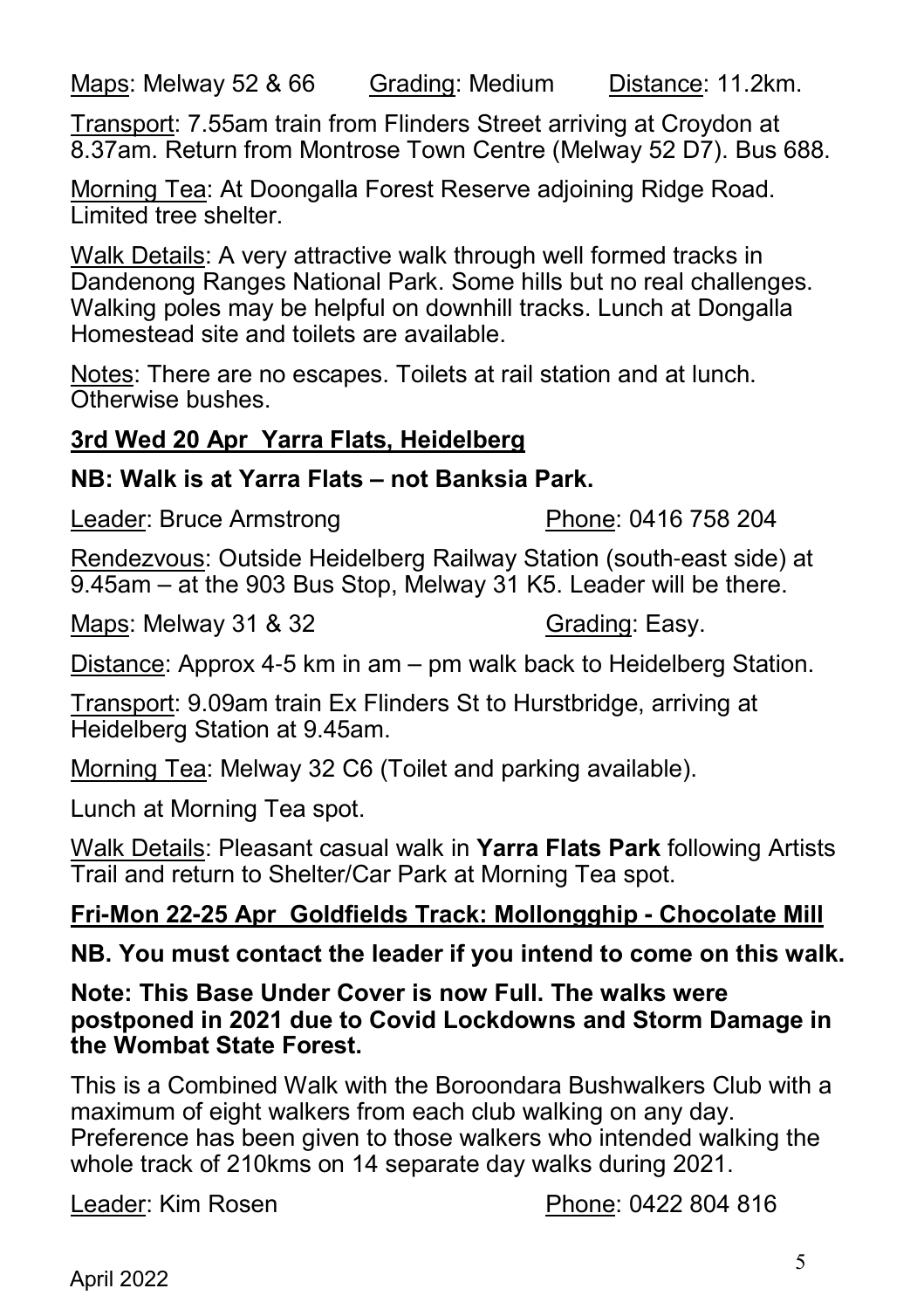Maps: Melway 52 & 66 Grading: Medium Distance: 11.2km.

Transport: 7.55am train from Flinders Street arriving at Croydon at 8.37am. Return from Montrose Town Centre (Melway 52 D7). Bus 688.

Morning Tea: At Doongalla Forest Reserve adjoining Ridge Road. Limited tree shelter.

Walk Details: A very attractive walk through well formed tracks in Dandenong Ranges National Park. Some hills but no real challenges. Walking poles may be helpful on downhill tracks. Lunch at Dongalla Homestead site and toilets are available.

Notes: There are no escapes. Toilets at rail station and at lunch. Otherwise bushes.

## 3rd Wed 20 Apr Yarra Flats, Heidelberg

**NB: Walk is at Yarra Flats – not Banksia Park.**

Leader: Bruce Armstrong Phone: 0416 758 204

Rendezvous: Outside Heidelberg Railway Station (south-east side) at 9.45am – at the 903 Bus Stop, Melway 31 K5. Leader will be there.

Maps: Melway 31 & 32 Grading: Easy.

Distance: Approx 4-5 km in am – pm walk back to Heidelberg Station.

Transport: 9.09am train Ex Flinders St to Hurstbridge, arriving at Heidelberg Station at 9.45am.

Morning Tea: Melway 32 C6 (Toilet and parking available).

Lunch at Morning Tea spot.

Walk Details: Pleasant casual walk in **Yarra Flats Park** following Artists Trail and return to Shelter/Car Park at Morning Tea spot.

## Fri-Mon 22-25 Apr Goldfields Track: Mollongghip - Chocolate Mill

**NB. You must contact the leader if you intend to come on this walk.**

**Note: This Base Under Cover is now Full. The walks were postponed in 2021 due to Covid Lockdowns and Storm Damage in the Wombat State Forest.**

This is a Combined Walk with the Boroondara Bushwalkers Club with a maximum of eight walkers from each club walking on any day. Preference has been given to those walkers who intended walking the whole track of 210kms on 14 separate day walks during 2021.

Leader: Kim Rosen Phone: 0422 804 816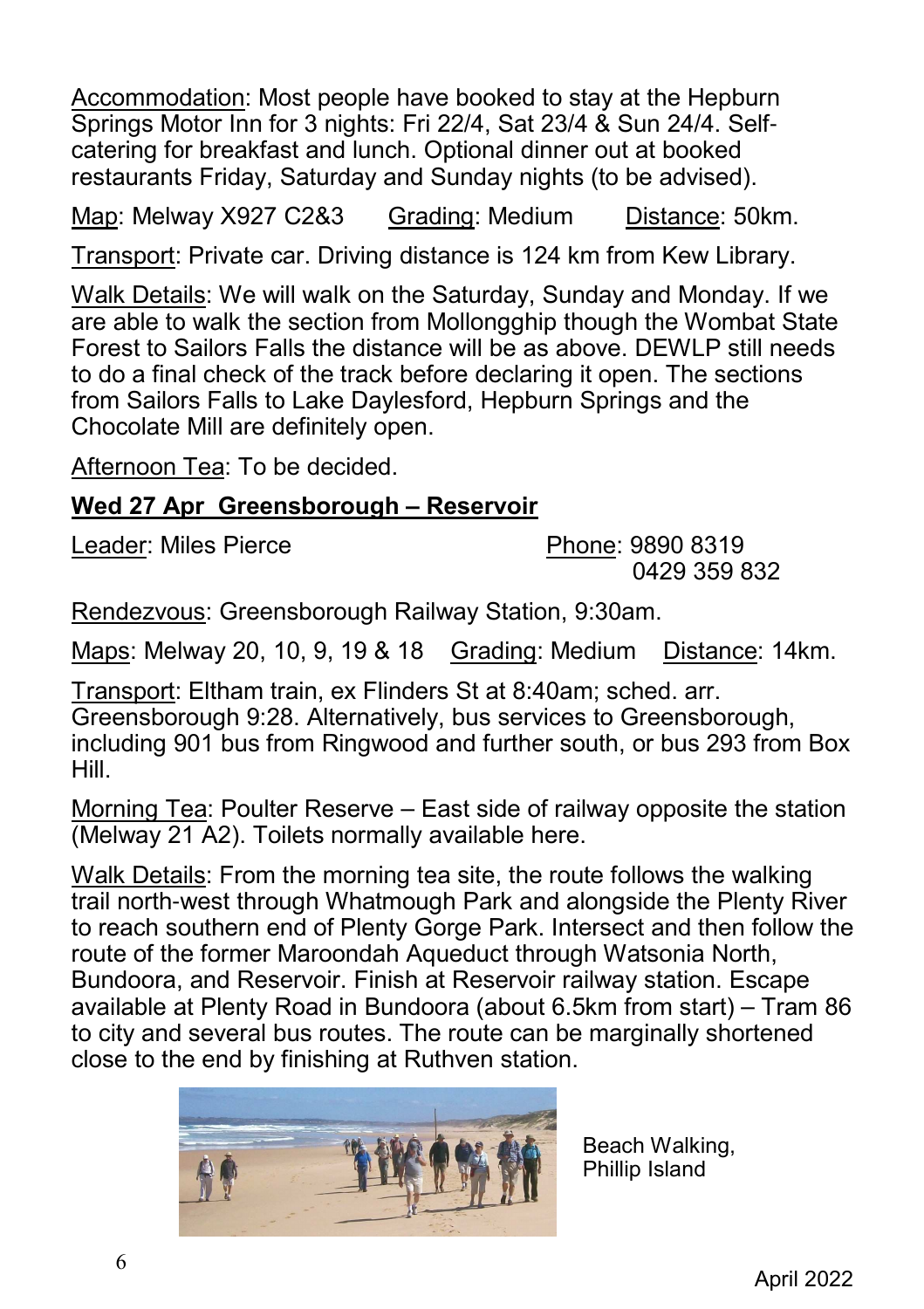Accommodation: Most people have booked to stay at the Hepburn Springs Motor Inn for 3 nights: Fri 22/4, Sat 23/4 & Sun 24/4. Self-catering for breakfast and lunch. Optional dinner out at booked restaurants Friday, Saturday and Sunday nights (to be advised).

Map: Melway X927 C2&3 Grading: Medium Distance: 50km.

Transport: Private car. Driving distance is 124 km from Kew Library.

Walk Details: We will walk on the Saturday, Sunday and Monday. If we are able to walk the section from Mollongghip though the Wombat State Forest to Sailors Falls the distance will be as above. DEWLP still needs to do a final check of the track before declaring it open. The sections from Sailors Falls to Lake Daylesford, Hepburn Springs and the Chocolate Mill are definitely open.

Afternoon Tea: To be decided.

## Wed 27 Apr Greensborough – Reservoir

Leader: Miles Pierce Phone: 9890 8319
0429 359 832

Rendezvous: Greensborough Railway Station, 9:30am.

Maps: Melway 20, 10, 9, 19 & 18 Grading: Medium Distance: 14km.

Transport: Eltham train, ex Flinders St at 8:40am; sched. arr. Greensborough 9:28. Alternatively, bus services to Greensborough, including 901 bus from Ringwood and further south, or bus 293 from Box Hill.

Morning Tea: Poulter Reserve – East side of railway opposite the station (Melway 21 A2). Toilets normally available here.

Walk Details: From the morning tea site, the route follows the walking trail north-west through Whatmough Park and alongside the Plenty River to reach southern end of Plenty Gorge Park. Intersect and then follow the route of the former Maroondah Aqueduct through Watsonia North, Bundoora, and Reservoir. Finish at Reservoir railway station. Escape available at Plenty Road in Bundoora (about 6.5km from start) – Tram 86 to city and several bus routes. The route can be marginally shortened close to the end by finishing at Ruthven station.

Beach Walking, Phillip Island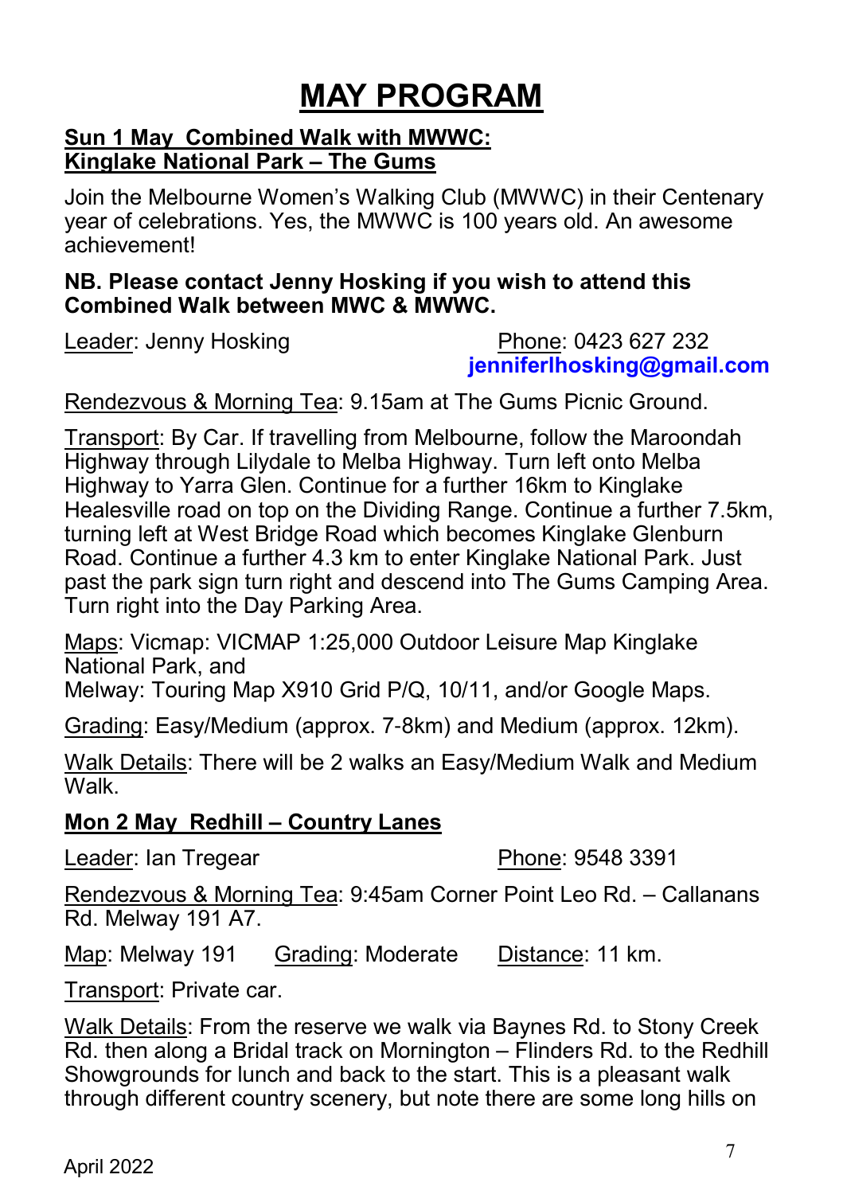# MAY PROGRAM

**Sun 1 May Combined Walk with MWWC:**
**Kinglake National Park – The Gums**

Join the Melbourne Women's Walking Club (MWWC) in their Centenary year of celebrations. Yes, the MWWC is 100 years old. An awesome achievement!

**NB. Please contact Jenny Hosking if you wish to attend this Combined Walk between MWC & MWWC.**

Leader: Jenny Hosking Phone: 0423 627 232
**jenniferlhosking@gmail.com**

Rendezvous & Morning Tea: 9.15am at The Gums Picnic Ground.

Transport: By Car. If travelling from Melbourne, follow the Maroondah Highway through Lilydale to Melba Highway. Turn left onto Melba Highway to Yarra Glen. Continue for a further 16km to Kinglake Healesville road on top on the Dividing Range. Continue a further 7.5km, turning left at West Bridge Road which becomes Kinglake Glenburn Road. Continue a further 4.3 km to enter Kinglake National Park. Just past the park sign turn right and descend into The Gums Camping Area. Turn right into the Day Parking Area.

Maps: Vicmap: VICMAP 1:25,000 Outdoor Leisure Map Kinglake National Park, and
Melway: Touring Map X910 Grid P/Q, 10/11, and/or Google Maps.

Grading: Easy/Medium (approx. 7-8km) and Medium (approx. 12km).

Walk Details: There will be 2 walks an Easy/Medium Walk and Medium Walk.

**Mon 2 May Redhill – Country Lanes**

Leader: Ian Tregear Phone: 9548 3391

Rendezvous & Morning Tea: 9:45am Corner Point Leo Rd. – Callanans Rd. Melway 191 A7.

Map: Melway 191 Grading: Moderate Distance: 11 km.

Transport: Private car.

Walk Details: From the reserve we walk via Baynes Rd. to Stony Creek Rd. then along a Bridal track on Mornington – Flinders Rd. to the Redhill Showgrounds for lunch and back to the start. This is a pleasant walk through different country scenery, but note there are some long hills on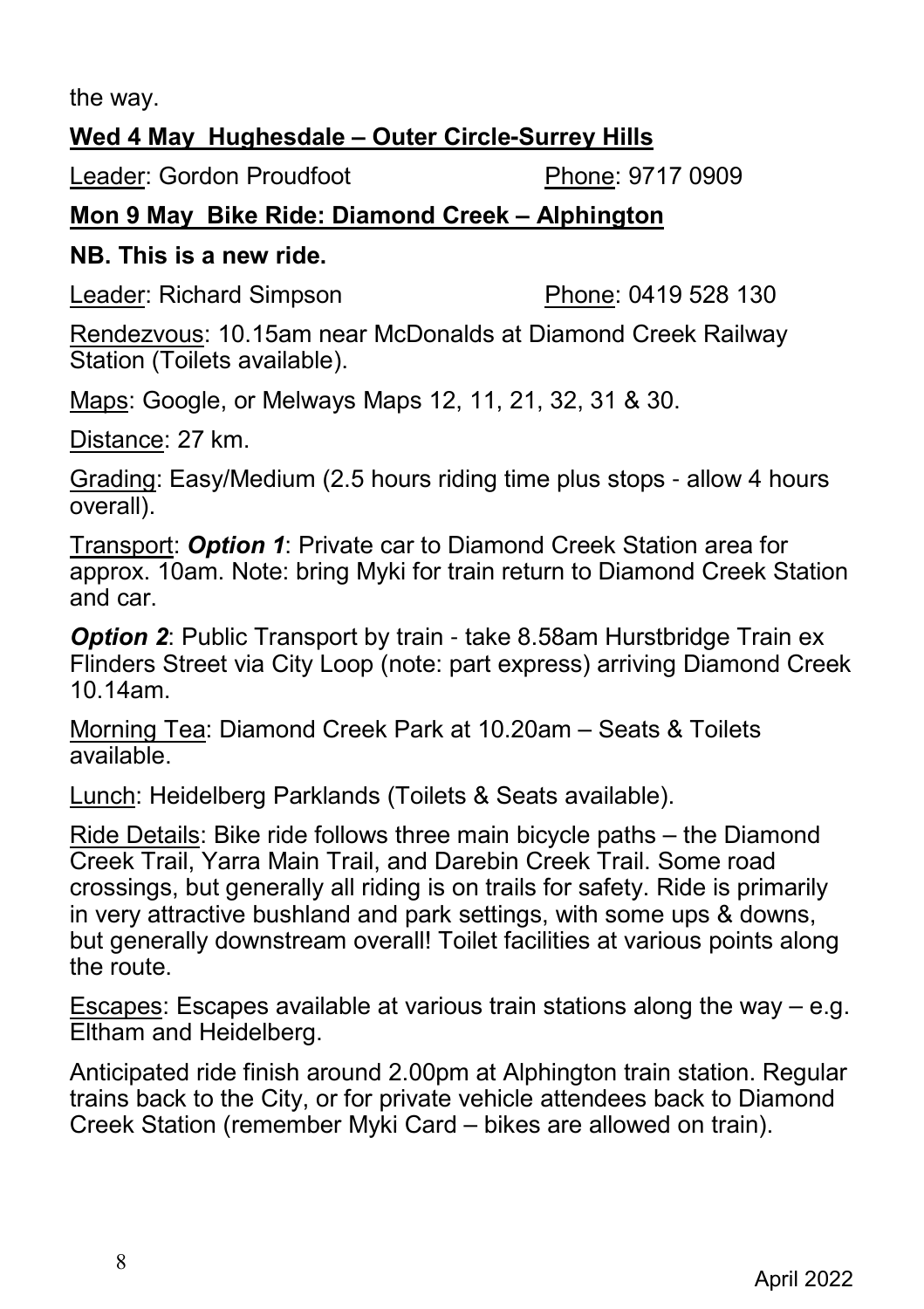the way.

**Wed 4 May  Hughesdale – Outer Circle-Surrey Hills**

Leader: Gordon Proudfoot                    Phone: 9717 0909

**Mon 9 May  Bike Ride: Diamond Creek – Alphington**

**NB. This is a new ride.**

Leader: Richard Simpson                    Phone: 0419 528 130

Rendezvous: 10.15am near McDonalds at Diamond Creek Railway Station (Toilets available).

Maps: Google, or Melways Maps 12, 11, 21, 32, 31 & 30.

Distance: 27 km.

Grading: Easy/Medium (2.5 hours riding time plus stops - allow 4 hours overall).

Transport: ***Option 1***: Private car to Diamond Creek Station area for approx. 10am. Note: bring Myki for train return to Diamond Creek Station and car.

***Option 2***: Public Transport by train - take 8.58am Hurstbridge Train ex Flinders Street via City Loop (note: part express) arriving Diamond Creek 10.14am.

Morning Tea: Diamond Creek Park at 10.20am – Seats & Toilets available.

Lunch: Heidelberg Parklands (Toilets & Seats available).

Ride Details: Bike ride follows three main bicycle paths – the Diamond Creek Trail, Yarra Main Trail, and Darebin Creek Trail. Some road crossings, but generally all riding is on trails for safety. Ride is primarily in very attractive bushland and park settings, with some ups & downs, but generally downstream overall! Toilet facilities at various points along the route.

Escapes: Escapes available at various train stations along the way – e.g. Eltham and Heidelberg.

Anticipated ride finish around 2.00pm at Alphington train station. Regular trains back to the City, or for private vehicle attendees back to Diamond Creek Station (remember Myki Card – bikes are allowed on train).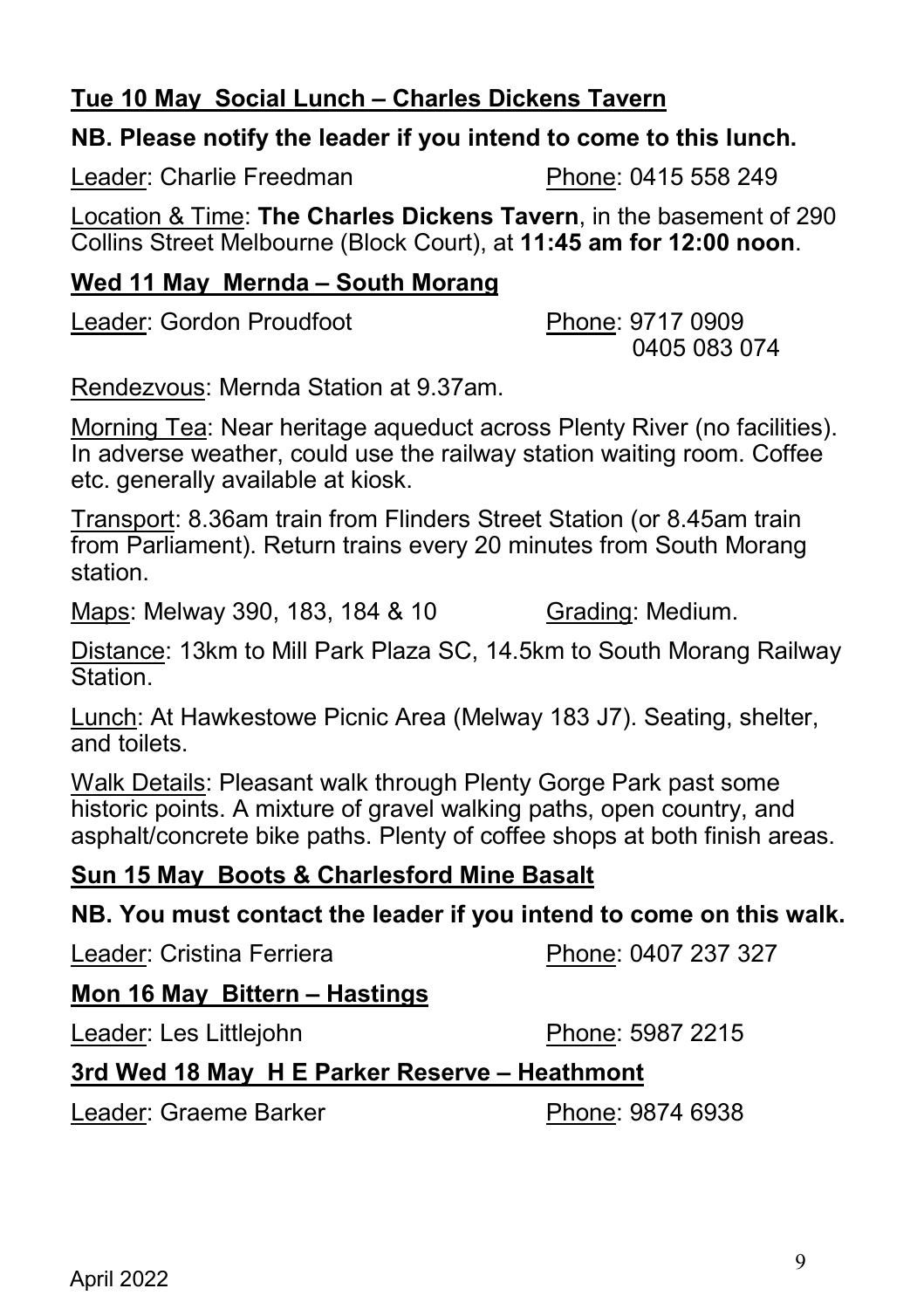### Tue 10 May Social Lunch – Charles Dickens Tavern

**NB. Please notify the leader if you intend to come to this lunch.**

Leader: Charlie Freedman Phone: 0415 558 249

Location & Time: **The Charles Dickens Tavern**, in the basement of 290 Collins Street Melbourne (Block Court), at **11:45 am for 12:00 noon**.

### Wed 11 May Mernda – South Morang

Leader: Gordon Proudfoot Phone: 9717 0909
0405 083 074

Rendezvous: Mernda Station at 9.37am.

Morning Tea: Near heritage aqueduct across Plenty River (no facilities). In adverse weather, could use the railway station waiting room. Coffee etc. generally available at kiosk.

Transport: 8.36am train from Flinders Street Station (or 8.45am train from Parliament). Return trains every 20 minutes from South Morang station.

Maps: Melway 390, 183, 184 & 10 Grading: Medium.

Distance: 13km to Mill Park Plaza SC, 14.5km to South Morang Railway Station.

Lunch: At Hawkestowe Picnic Area (Melway 183 J7). Seating, shelter, and toilets.

Walk Details: Pleasant walk through Plenty Gorge Park past some historic points. A mixture of gravel walking paths, open country, and asphalt/concrete bike paths. Plenty of coffee shops at both finish areas.

### Sun 15 May Boots & Charlesford Mine Basalt

**NB. You must contact the leader if you intend to come on this walk.**

Leader: Cristina Ferriera Phone: 0407 237 327

### Mon 16 May Bittern – Hastings

Leader: Les Littlejohn Phone: 5987 2215

### 3rd Wed 18 May H E Parker Reserve – Heathmont

Leader: Graeme Barker Phone: 9874 6938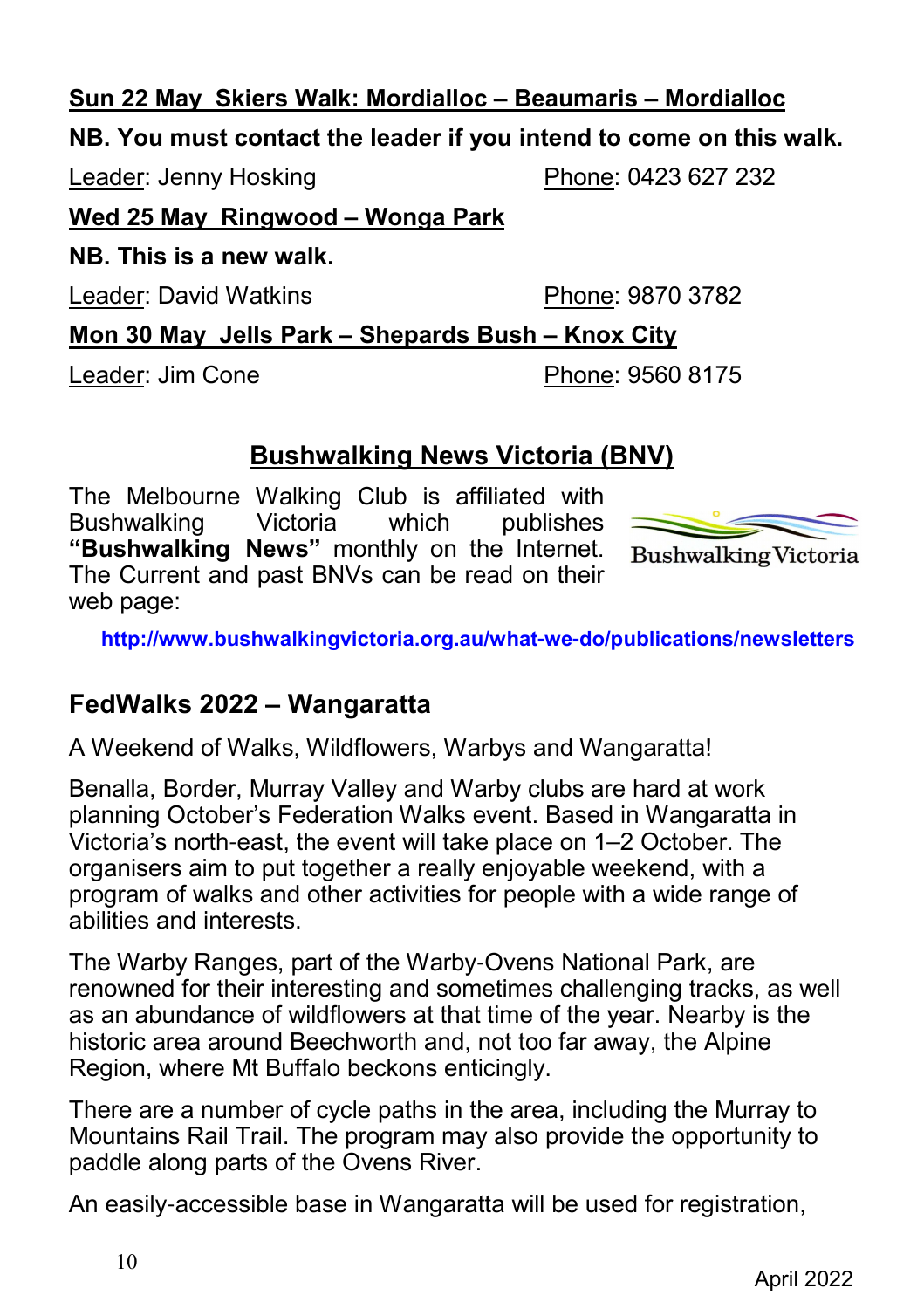**Sun 22 May Skiers Walk: Mordialloc – Beaumaris – Mordialloc**

**NB. You must contact the leader if you intend to come on this walk.**

Leader: Jenny Hosking Phone: 0423 627 232

**Wed 25 May Ringwood – Wonga Park**

**NB. This is a new walk.**

Leader: David Watkins Phone: 9870 3782

**Mon 30 May Jells Park – Shepards Bush – Knox City**

Leader: Jim Cone Phone: 9560 8175

## Bushwalking News Victoria (BNV)

The Melbourne Walking Club is affiliated with Bushwalking Victoria which publishes **"Bushwalking News"** monthly on the Internet. The Current and past BNVs can be read on their web page:

Bushwalking Victoria

**http://www.bushwalkingvictoria.org.au/what-we-do/publications/newsletters**

## FedWalks 2022 – Wangaratta

A Weekend of Walks, Wildflowers, Warbys and Wangaratta!

Benalla, Border, Murray Valley and Warby clubs are hard at work planning October's Federation Walks event. Based in Wangaratta in Victoria's north-east, the event will take place on 1–2 October. The organisers aim to put together a really enjoyable weekend, with a program of walks and other activities for people with a wide range of abilities and interests.

The Warby Ranges, part of the Warby-Ovens National Park, are renowned for their interesting and sometimes challenging tracks, as well as an abundance of wildflowers at that time of the year. Nearby is the historic area around Beechworth and, not too far away, the Alpine Region, where Mt Buffalo beckons enticingly.

There are a number of cycle paths in the area, including the Murray to Mountains Rail Trail. The program may also provide the opportunity to paddle along parts of the Ovens River.

An easily-accessible base in Wangaratta will be used for registration,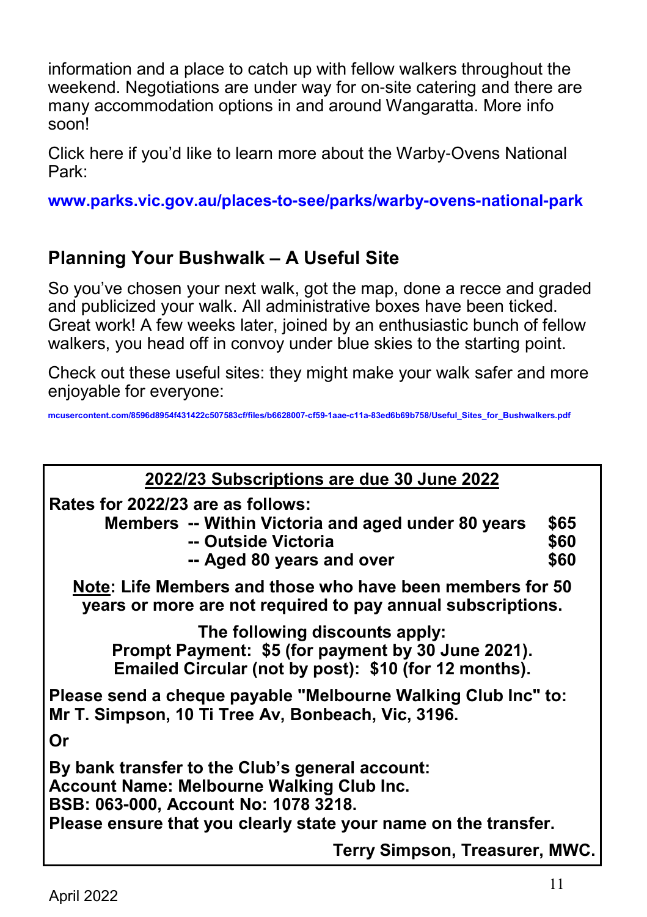information and a place to catch up with fellow walkers throughout the weekend. Negotiations are under way for on-site catering and there are many accommodation options in and around Wangaratta. More info soon!

Click here if you'd like to learn more about the Warby-Ovens National Park:

**www.parks.vic.gov.au/places-to-see/parks/warby-ovens-national-park**

## Planning Your Bushwalk – A Useful Site

So you've chosen your next walk, got the map, done a recce and graded and publicized your walk. All administrative boxes have been ticked. Great work! A few weeks later, joined by an enthusiastic bunch of fellow walkers, you head off in convoy under blue skies to the starting point.

Check out these useful sites: they might make your walk safer and more enjoyable for everyone:

**mcusercontent.com/8596d8954f431422c507583cf/files/b6628007-cf59-1aae-c11a-83ed6b69b758/Useful_Sites_for_Bushwalkers.pdf**

**2022/23 Subscriptions are due 30 June 2022**

**Rates for 2022/23 are as follows:**

| | | |
|---|---|---|
| **Members** | **-- Within Victoria and aged under 80 years** | **$65** |
| | **-- Outside Victoria** | **$60** |
| | **-- Aged 80 years and over** | **$60** |

**Note: Life Members and those who have been members for 50 years or more are not required to pay annual subscriptions.**

**The following discounts apply:**
**Prompt Payment: $5 (for payment by 30 June 2021).**
**Emailed Circular (not by post): $10 (for 12 months).**

**Please send a cheque payable "Melbourne Walking Club Inc" to:**
**Mr T. Simpson, 10 Ti Tree Av, Bonbeach, Vic, 3196.**

**Or**

**By bank transfer to the Club's general account:**
**Account Name: Melbourne Walking Club Inc.**
**BSB: 063-000, Account No: 1078 3218.**
**Please ensure that you clearly state your name on the transfer.**

**Terry Simpson, Treasurer, MWC.**

April 2022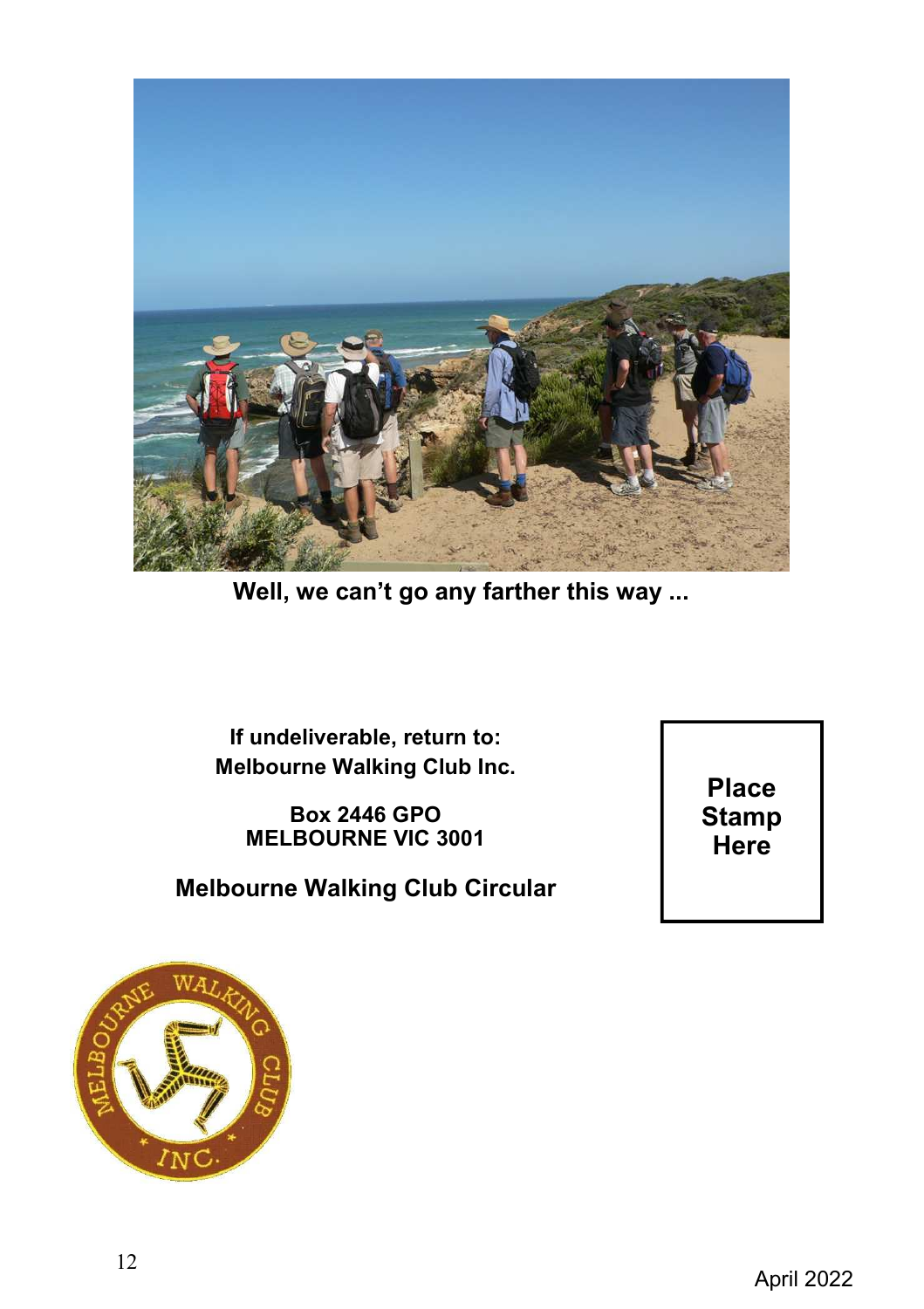Well, we can't go any farther this way ...

**If undeliverable, return to:**
**Melbourne Walking Club Inc.**

**Box 2446 GPO**
**MELBOURNE VIC 3001**

**Melbourne Walking Club Circular**

**Place Stamp Here**

April 2022